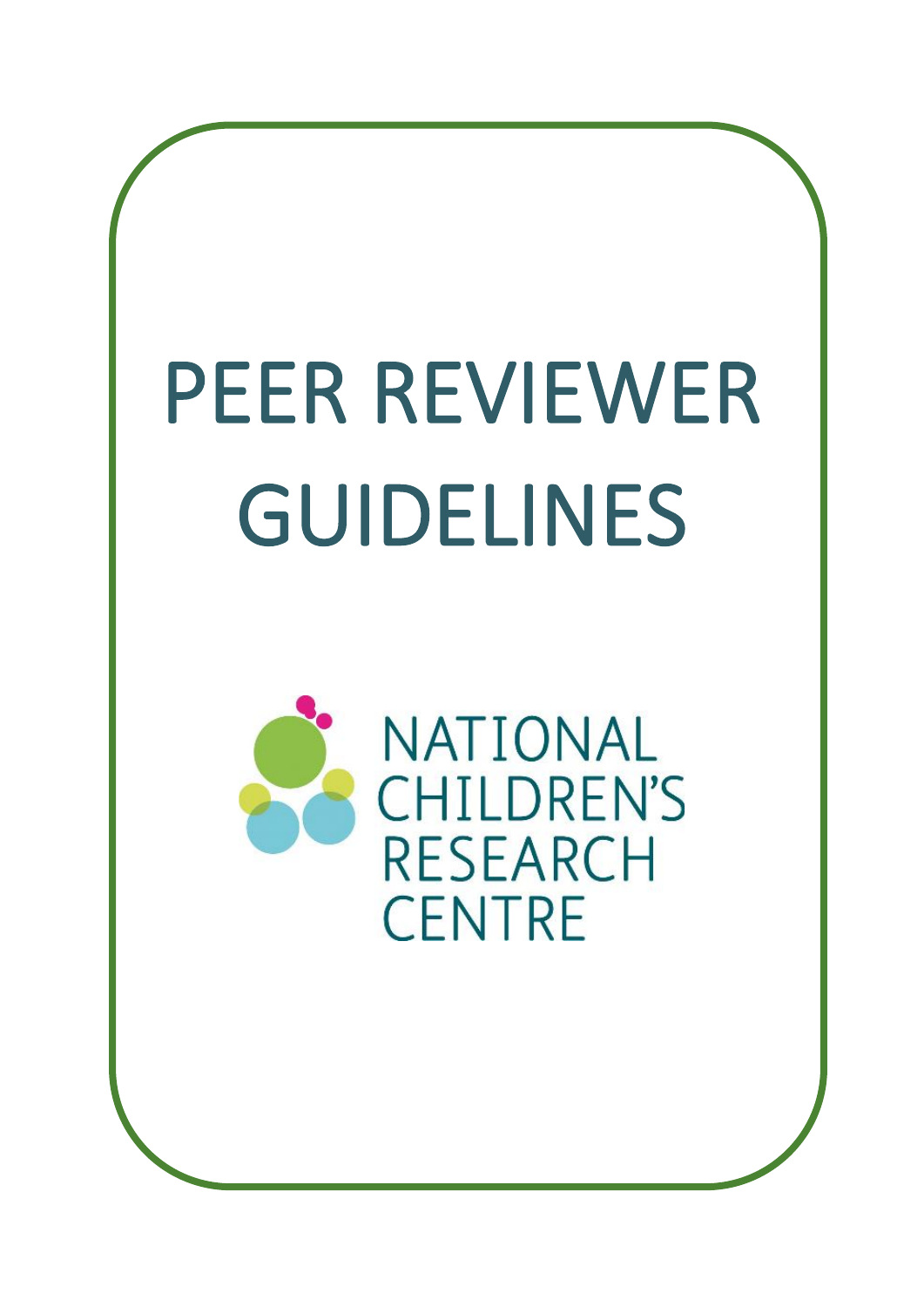# PEER REVIEWER GUIDELINES

NATIONAL CHILDREN'S RESEARCH CENTRE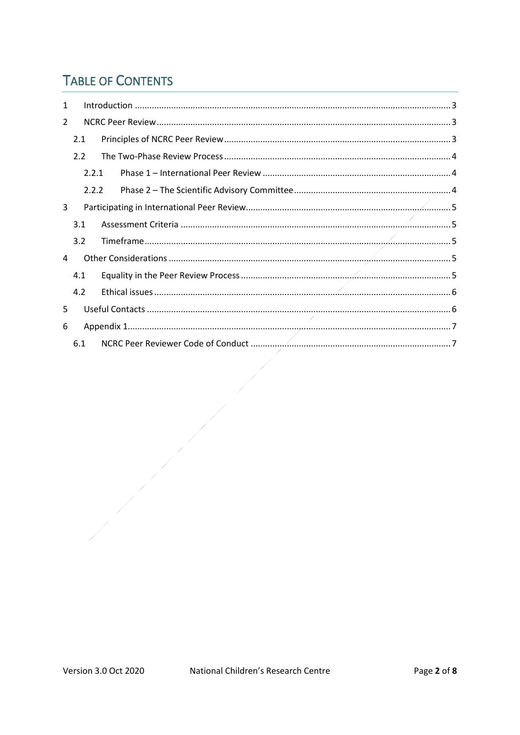# Table of Contents

1 Introduction ... 3

2 NCRC Peer Review ... 3

- 2.1 Principles of NCRC Peer Review ... 3
- 2.2 The Two-Phase Review Process ... 4
  - 2.2.1 Phase 1 – International Peer Review ... 4
  - 2.2.2 Phase 2 – The Scientific Advisory Committee ... 4

3 Participating in International Peer Review ... 5

- 3.1 Assessment Criteria ... 5
- 3.2 Timeframe ... 5

4 Other Considerations ... 5

- 4.1 Equality in the Peer Review Process ... 5
- 4.2 Ethical issues ... 6

5 Useful Contacts ... 6

6 Appendix 1 ... 7

- 6.1 NCRC Peer Reviewer Code of Conduct ... 7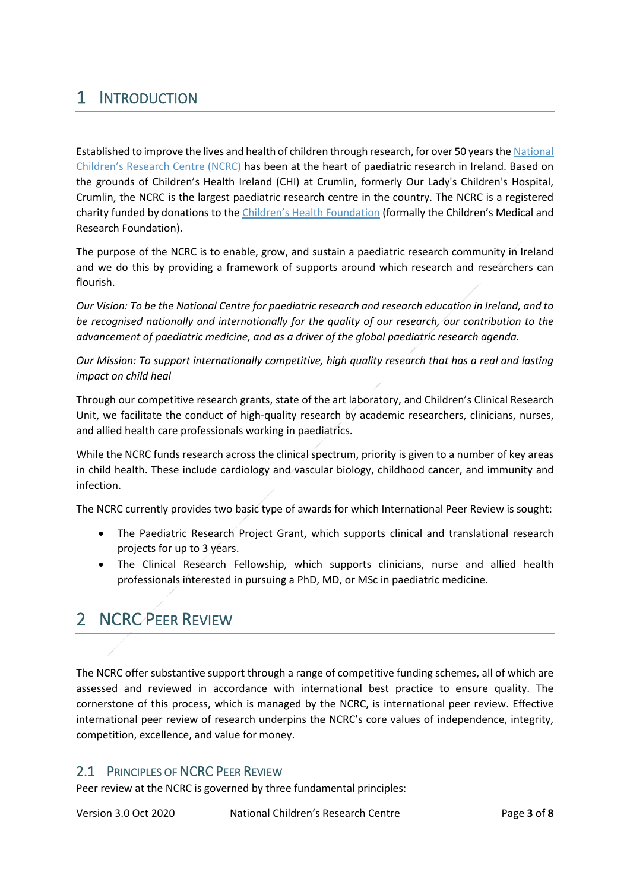# 1 Introduction

Established to improve the lives and health of children through research, for over 50 years the National Children's Research Centre (NCRC) has been at the heart of paediatric research in Ireland. Based on the grounds of Children's Health Ireland (CHI) at Crumlin, formerly Our Lady's Children's Hospital, Crumlin, the NCRC is the largest paediatric research centre in the country. The NCRC is a registered charity funded by donations to the Children's Health Foundation (formally the Children's Medical and Research Foundation).

The purpose of the NCRC is to enable, grow, and sustain a paediatric research community in Ireland and we do this by providing a framework of supports around which research and researchers can flourish.

*Our Vision: To be the National Centre for paediatric research and research education in Ireland, and to be recognised nationally and internationally for the quality of our research, our contribution to the advancement of paediatric medicine, and as a driver of the global paediatric research agenda.*

*Our Mission: To support internationally competitive, high quality research that has a real and lasting impact on child heal*

Through our competitive research grants, state of the art laboratory, and Children's Clinical Research Unit, we facilitate the conduct of high-quality research by academic researchers, clinicians, nurses, and allied health care professionals working in paediatrics.

While the NCRC funds research across the clinical spectrum, priority is given to a number of key areas in child health. These include cardiology and vascular biology, childhood cancer, and immunity and infection.

The NCRC currently provides two basic type of awards for which International Peer Review is sought:

- The Paediatric Research Project Grant, which supports clinical and translational research projects for up to 3 years.
- The Clinical Research Fellowship, which supports clinicians, nurse and allied health professionals interested in pursuing a PhD, MD, or MSc in paediatric medicine.

# 2 NCRC Peer Review

The NCRC offer substantive support through a range of competitive funding schemes, all of which are assessed and reviewed in accordance with international best practice to ensure quality. The cornerstone of this process, which is managed by the NCRC, is international peer review. Effective international peer review of research underpins the NCRC's core values of independence, integrity, competition, excellence, and value for money.

## 2.1 Principles of NCRC Peer Review

Peer review at the NCRC is governed by three fundamental principles: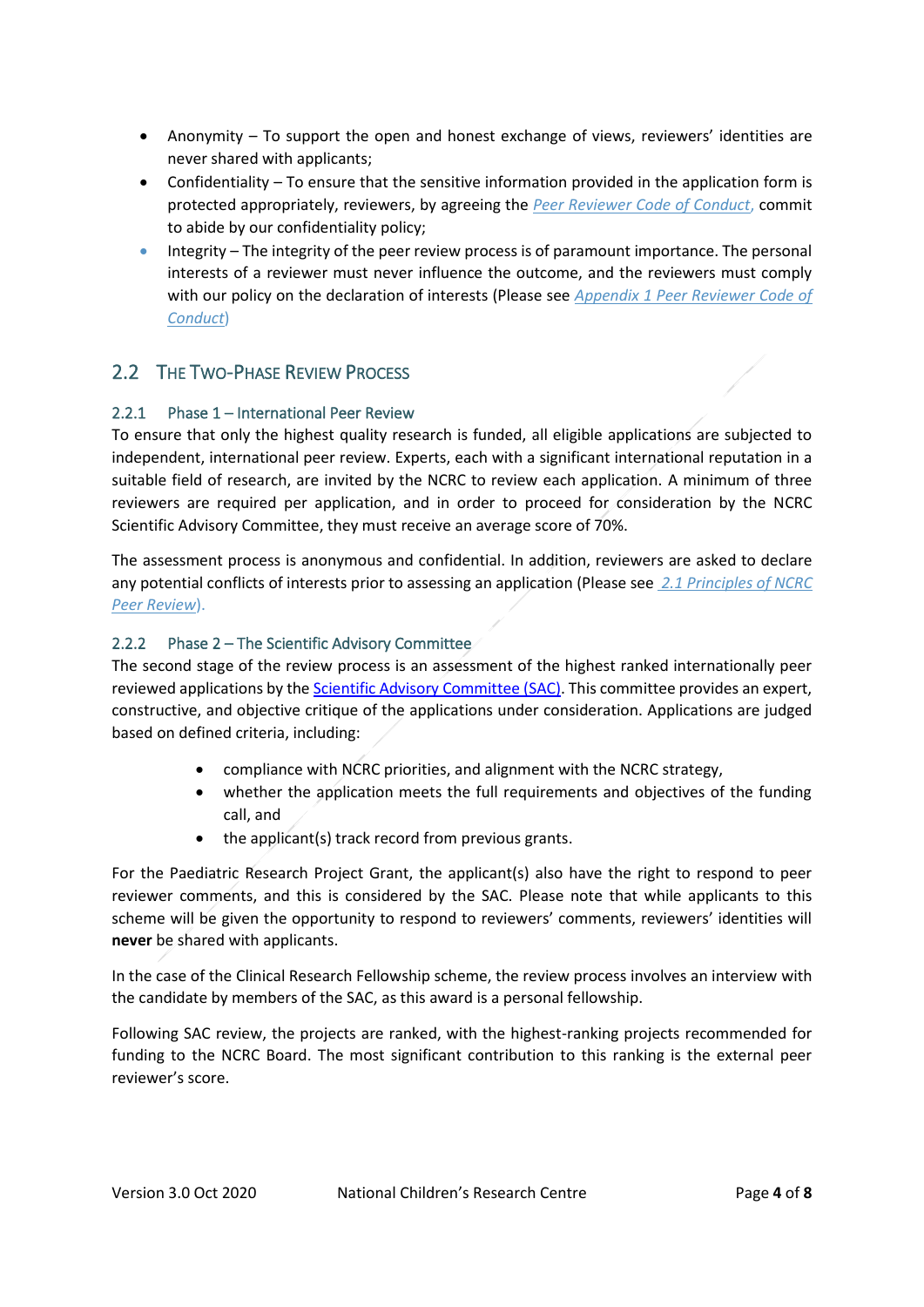- Anonymity – To support the open and honest exchange of views, reviewers' identities are never shared with applicants;
- Confidentiality – To ensure that the sensitive information provided in the application form is protected appropriately, reviewers, by agreeing the *Peer Reviewer Code of Conduct*, commit to abide by our confidentiality policy;
- Integrity – The integrity of the peer review process is of paramount importance. The personal interests of a reviewer must never influence the outcome, and the reviewers must comply with our policy on the declaration of interests (Please see *Appendix 1 Peer Reviewer Code of Conduct*)

## 2.2 The Two-Phase Review Process

### 2.2.1 Phase 1 – International Peer Review

To ensure that only the highest quality research is funded, all eligible applications are subjected to independent, international peer review. Experts, each with a significant international reputation in a suitable field of research, are invited by the NCRC to review each application. A minimum of three reviewers are required per application, and in order to proceed for consideration by the NCRC Scientific Advisory Committee, they must receive an average score of 70%.

The assessment process is anonymous and confidential. In addition, reviewers are asked to declare any potential conflicts of interests prior to assessing an application (Please see *2.1 Principles of NCRC Peer Review*).

### 2.2.2 Phase 2 – The Scientific Advisory Committee

The second stage of the review process is an assessment of the highest ranked internationally peer reviewed applications by the Scientific Advisory Committee (SAC). This committee provides an expert, constructive, and objective critique of the applications under consideration. Applications are judged based on defined criteria, including:

- compliance with NCRC priorities, and alignment with the NCRC strategy,
- whether the application meets the full requirements and objectives of the funding call, and
- the applicant(s) track record from previous grants.

For the Paediatric Research Project Grant, the applicant(s) also have the right to respond to peer reviewer comments, and this is considered by the SAC. Please note that while applicants to this scheme will be given the opportunity to respond to reviewers' comments, reviewers' identities will **never** be shared with applicants.

In the case of the Clinical Research Fellowship scheme, the review process involves an interview with the candidate by members of the SAC, as this award is a personal fellowship.

Following SAC review, the projects are ranked, with the highest-ranking projects recommended for funding to the NCRC Board. The most significant contribution to this ranking is the external peer reviewer's score.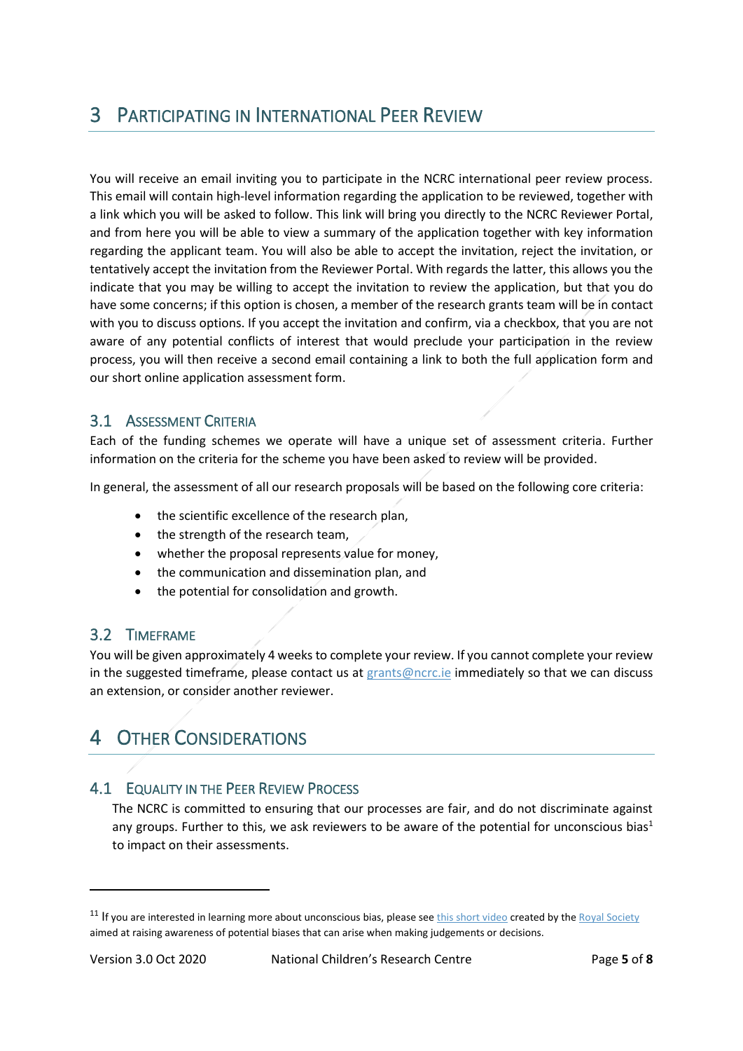# 3 Participating in International Peer Review

You will receive an email inviting you to participate in the NCRC international peer review process. This email will contain high-level information regarding the application to be reviewed, together with a link which you will be asked to follow. This link will bring you directly to the NCRC Reviewer Portal, and from here you will be able to view a summary of the application together with key information regarding the applicant team. You will also be able to accept the invitation, reject the invitation, or tentatively accept the invitation from the Reviewer Portal. With regards the latter, this allows you the indicate that you may be willing to accept the invitation to review the application, but that you do have some concerns; if this option is chosen, a member of the research grants team will be in contact with you to discuss options. If you accept the invitation and confirm, via a checkbox, that you are not aware of any potential conflicts of interest that would preclude your participation in the review process, you will then receive a second email containing a link to both the full application form and our short online application assessment form.

## 3.1 Assessment Criteria

Each of the funding schemes we operate will have a unique set of assessment criteria. Further information on the criteria for the scheme you have been asked to review will be provided.

In general, the assessment of all our research proposals will be based on the following core criteria:

- the scientific excellence of the research plan,
- the strength of the research team,
- whether the proposal represents value for money,
- the communication and dissemination plan, and
- the potential for consolidation and growth.

## 3.2 Timeframe

You will be given approximately 4 weeks to complete your review. If you cannot complete your review in the suggested timeframe, please contact us at grants@ncrc.ie immediately so that we can discuss an extension, or consider another reviewer.

# 4 Other Considerations

## 4.1 Equality in the Peer Review Process

The NCRC is committed to ensuring that our processes are fair, and do not discriminate against any groups. Further to this, we ask reviewers to be aware of the potential for unconscious bias[1] to impact on their assessments.

[11] If you are interested in learning more about unconscious bias, please see this short video created by the Royal Society aimed at raising awareness of potential biases that can arise when making judgements or decisions.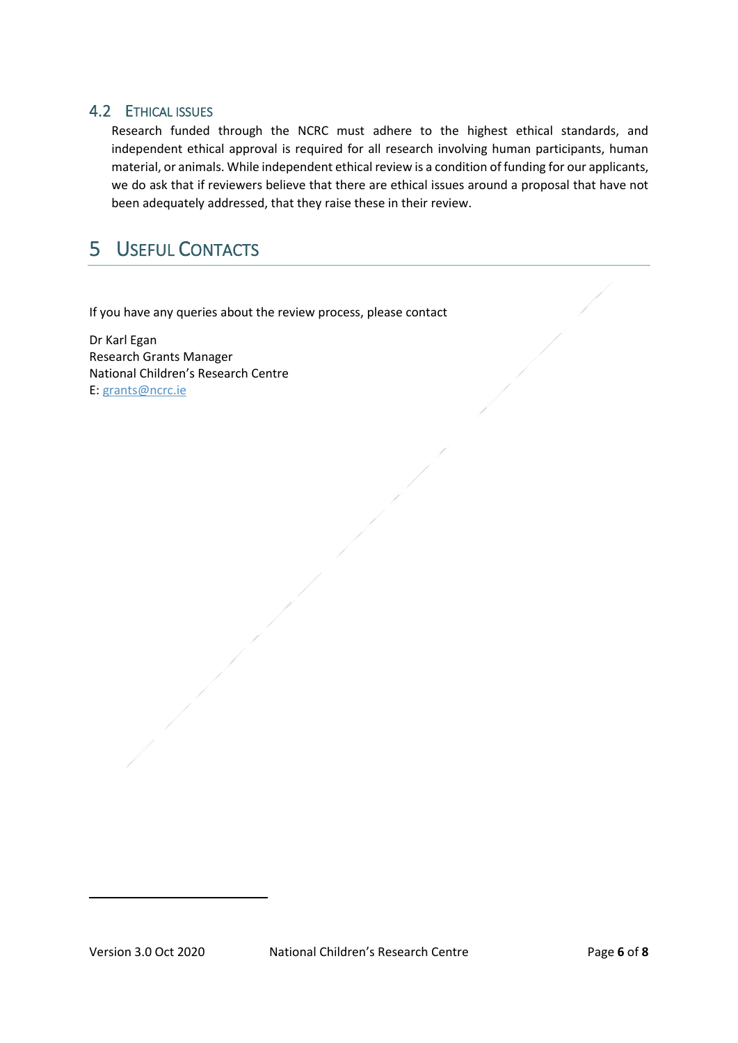### 4.2 Ethical issues

Research funded through the NCRC must adhere to the highest ethical standards, and independent ethical approval is required for all research involving human participants, human material, or animals. While independent ethical review is a condition of funding for our applicants, we do ask that if reviewers believe that there are ethical issues around a proposal that have not been adequately addressed, that they raise these in their review.

## 5 Useful Contacts

If you have any queries about the review process, please contact

Dr Karl Egan
Research Grants Manager
National Children's Research Centre
E: grants@ncrc.ie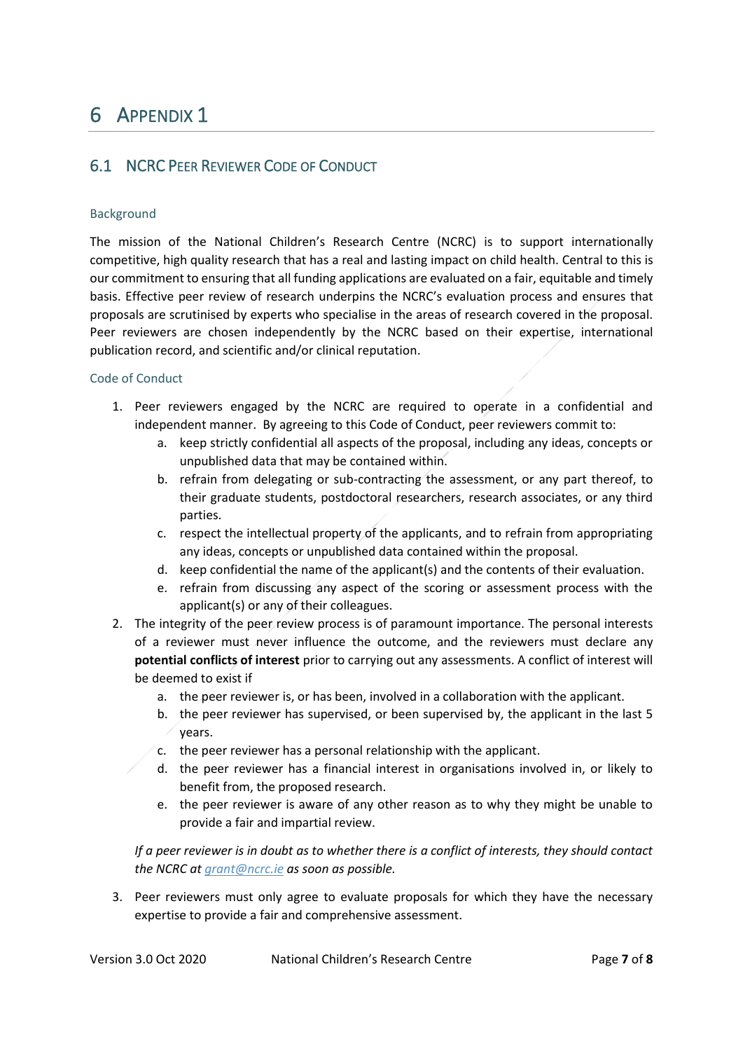# 6 Appendix 1

## 6.1 NCRC Peer Reviewer Code of Conduct

### Background

The mission of the National Children's Research Centre (NCRC) is to support internationally competitive, high quality research that has a real and lasting impact on child health. Central to this is our commitment to ensuring that all funding applications are evaluated on a fair, equitable and timely basis. Effective peer review of research underpins the NCRC's evaluation process and ensures that proposals are scrutinised by experts who specialise in the areas of research covered in the proposal. Peer reviewers are chosen independently by the NCRC based on their expertise, international publication record, and scientific and/or clinical reputation.

### Code of Conduct

1. Peer reviewers engaged by the NCRC are required to operate in a confidential and independent manner. By agreeing to this Code of Conduct, peer reviewers commit to:
    a. keep strictly confidential all aspects of the proposal, including any ideas, concepts or unpublished data that may be contained within.
    b. refrain from delegating or sub-contracting the assessment, or any part thereof, to their graduate students, postdoctoral researchers, research associates, or any third parties.
    c. respect the intellectual property of the applicants, and to refrain from appropriating any ideas, concepts or unpublished data contained within the proposal.
    d. keep confidential the name of the applicant(s) and the contents of their evaluation.
    e. refrain from discussing any aspect of the scoring or assessment process with the applicant(s) or any of their colleagues.
2. The integrity of the peer review process is of paramount importance. The personal interests of a reviewer must never influence the outcome, and the reviewers must declare any **potential conflicts of interest** prior to carrying out any assessments. A conflict of interest will be deemed to exist if
    a. the peer reviewer is, or has been, involved in a collaboration with the applicant.
    b. the peer reviewer has supervised, or been supervised by, the applicant in the last 5 years.
    c. the peer reviewer has a personal relationship with the applicant.
    d. the peer reviewer has a financial interest in organisations involved in, or likely to benefit from, the proposed research.
    e. the peer reviewer is aware of any other reason as to why they might be unable to provide a fair and impartial review.

    *If a peer reviewer is in doubt as to whether there is a conflict of interests, they should contact the NCRC at [grant@ncrc.ie](mailto:grant@ncrc.ie) as soon as possible.*

3. Peer reviewers must only agree to evaluate proposals for which they have the necessary expertise to provide a fair and comprehensive assessment.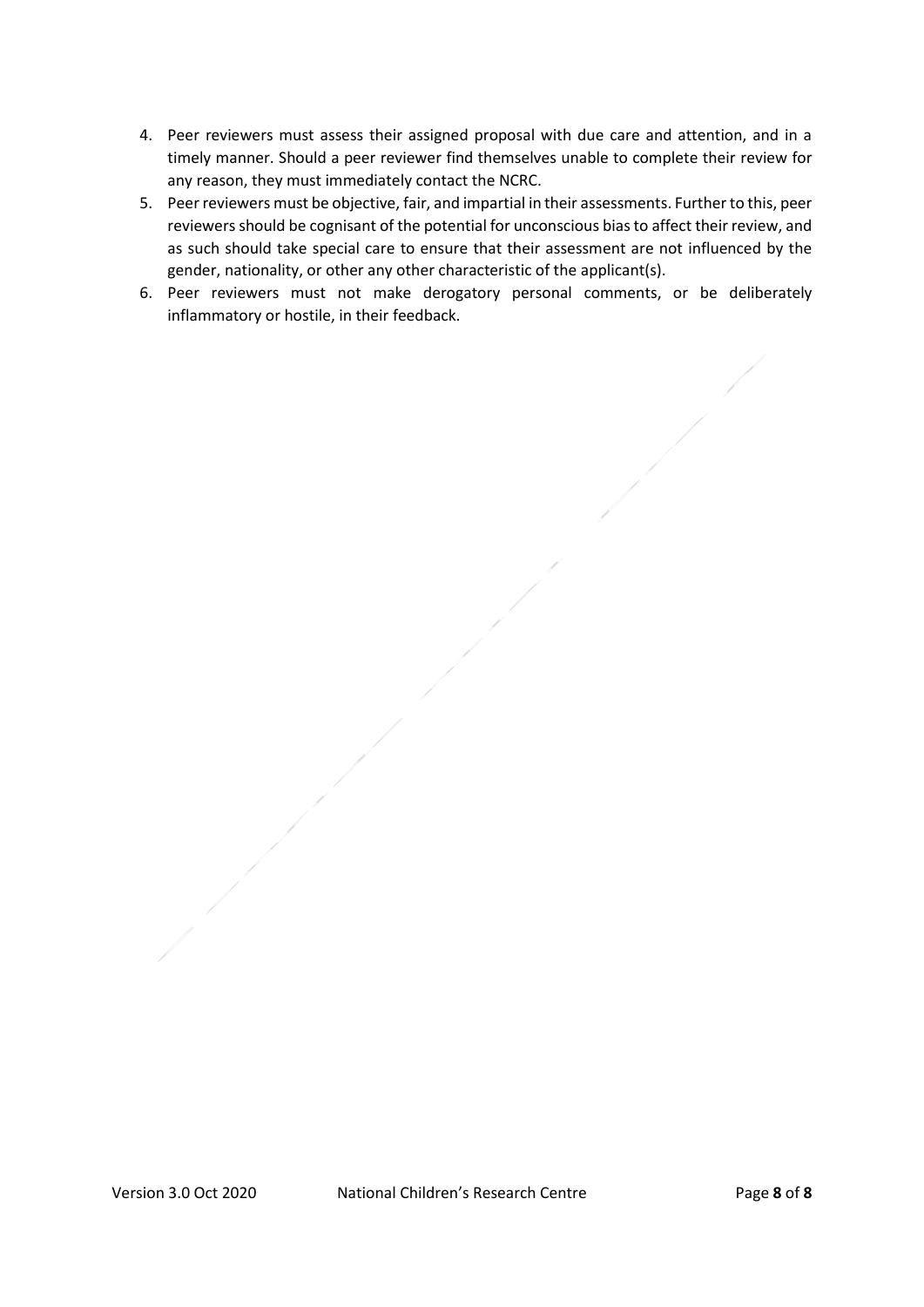4. Peer reviewers must assess their assigned proposal with due care and attention, and in a timely manner. Should a peer reviewer find themselves unable to complete their review for any reason, they must immediately contact the NCRC.
5. Peer reviewers must be objective, fair, and impartial in their assessments. Further to this, peer reviewers should be cognisant of the potential for unconscious bias to affect their review, and as such should take special care to ensure that their assessment are not influenced by the gender, nationality, or other any other characteristic of the applicant(s).
6. Peer reviewers must not make derogatory personal comments, or be deliberately inflammatory or hostile, in their feedback.